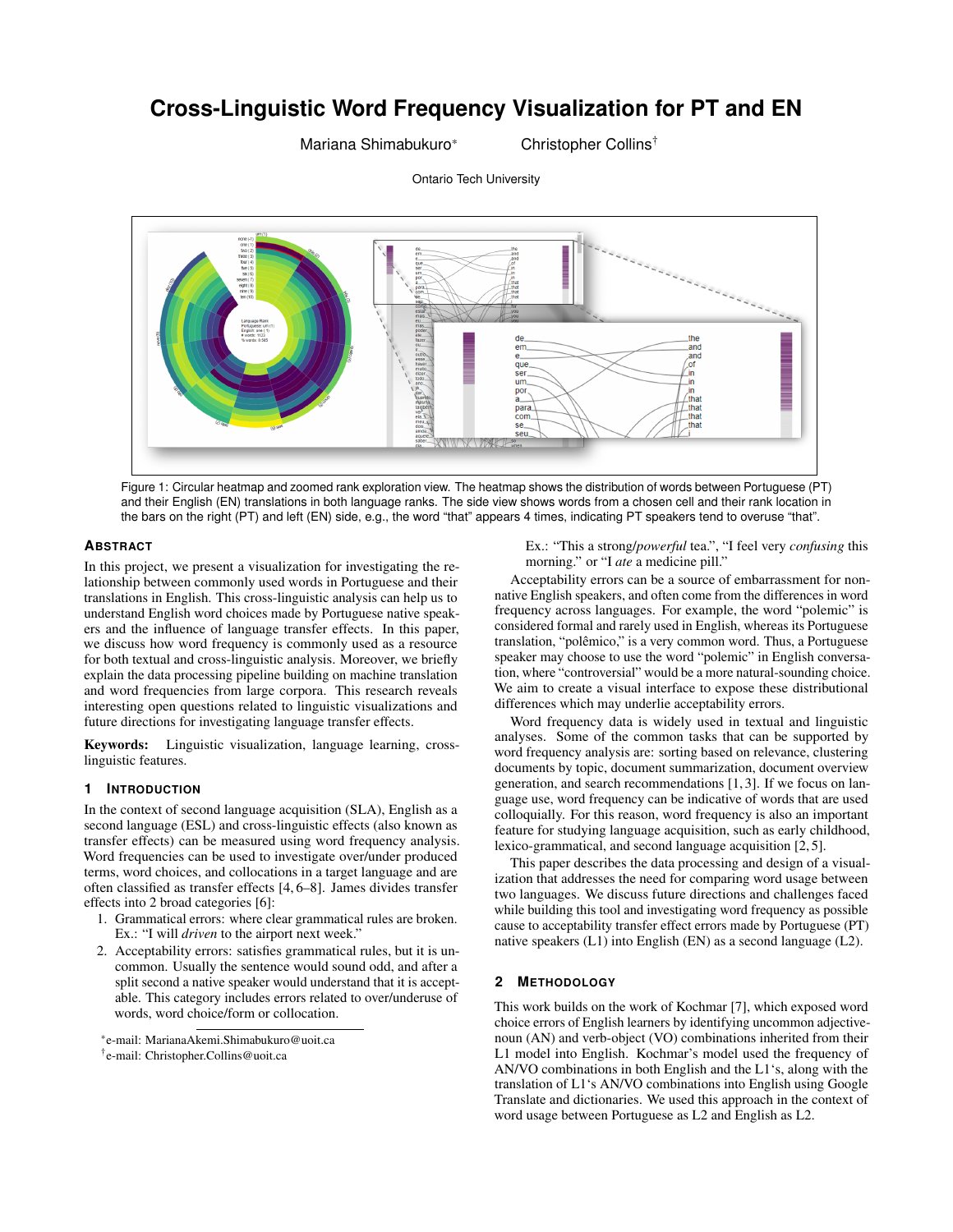# Cross-Linguistic Word Frequency Visualization for PT and EN

Mariana Shimabukuro* Christopher Collins†

Ontario Tech University

Figure 1: Circular heatmap and zoomed rank exploration view. The heatmap shows the distribution of words between Portuguese (PT) and their English (EN) translations in both language ranks. The side view shows words from a chosen cell and their rank location in the bars on the right (PT) and left (EN) side, e.g., the word "that" appears 4 times, indicating PT speakers tend to overuse "that".

## Abstract

In this project, we present a visualization for investigating the relationship between commonly used words in Portuguese and their translations in English. This cross-linguistic analysis can help us to understand English word choices made by Portuguese native speakers and the influence of language transfer effects. In this paper, we discuss how word frequency is commonly used as a resource for both textual and cross-linguistic analysis. Moreover, we briefly explain the data processing pipeline building on machine translation and word frequencies from large corpora. This research reveals interesting open questions related to linguistic visualizations and future directions for investigating language transfer effects.

**Keywords:** Linguistic visualization, language learning, cross-linguistic features.

## 1 Introduction

In the context of second language acquisition (SLA), English as a second language (ESL) and cross-linguistic effects (also known as transfer effects) can be measured using word frequency analysis. Word frequencies can be used to investigate over/under produced terms, word choices, and collocations in a target language and are often classified as transfer effects [4, 6–8]. James divides transfer effects into 2 broad categories [6]:

1. Grammatical errors: where clear grammatical rules are broken. Ex.: "I will *driven* to the airport next week."
2. Acceptability errors: satisfies grammatical rules, but it is uncommon. Usually the sentence would sound odd, and after a split second a native speaker would understand that it is acceptable. This category includes errors related to over/underuse of words, word choice/form or collocation.

   Ex.: "This a strong/*powerful* tea.", "I feel very *confusing* this morning." or "I *ate* a medicine pill."

Acceptability errors can be a source of embarrassment for non-native English speakers, and often come from the differences in word frequency across languages. For example, the word "polemic" is considered formal and rarely used in English, whereas its Portuguese translation, "polêmico," is a very common word. Thus, a Portuguese speaker may choose to use the word "polemic" in English conversation, where "controversial" would be a more natural-sounding choice. We aim to create a visual interface to expose these distributional differences which may underlie acceptability errors.

Word frequency data is widely used in textual and linguistic analyses. Some of the common tasks that can be supported by word frequency analysis are: sorting based on relevance, clustering documents by topic, document summarization, document overview generation, and search recommendations [1, 3]. If we focus on language use, word frequency can be indicative of words that are used colloquially. For this reason, word frequency is also an important feature for studying language acquisition, such as early childhood, lexico-grammatical, and second language acquisition [2, 5].

This paper describes the data processing and design of a visualization that addresses the need for comparing word usage between two languages. We discuss future directions and challenges faced while building this tool and investigating word frequency as possible cause to acceptability transfer effect errors made by Portuguese (PT) native speakers (L1) into English (EN) as a second language (L2).

## 2 Methodology

This work builds on the work of Kochmar [7], which exposed word choice errors of English learners by identifying uncommon adjective-noun (AN) and verb-object (VO) combinations inherited from their L1 model into English. Kochmar's model used the frequency of AN/VO combinations in both English and the L1's, along with the translation of L1's AN/VO combinations into English using Google Translate and dictionaries. We used this approach in the context of word usage between Portuguese as L2 and English as L2.

*e-mail: MarianaAkemi.Shimabukuro@uoit.ca
†e-mail: Christopher.Collins@uoit.ca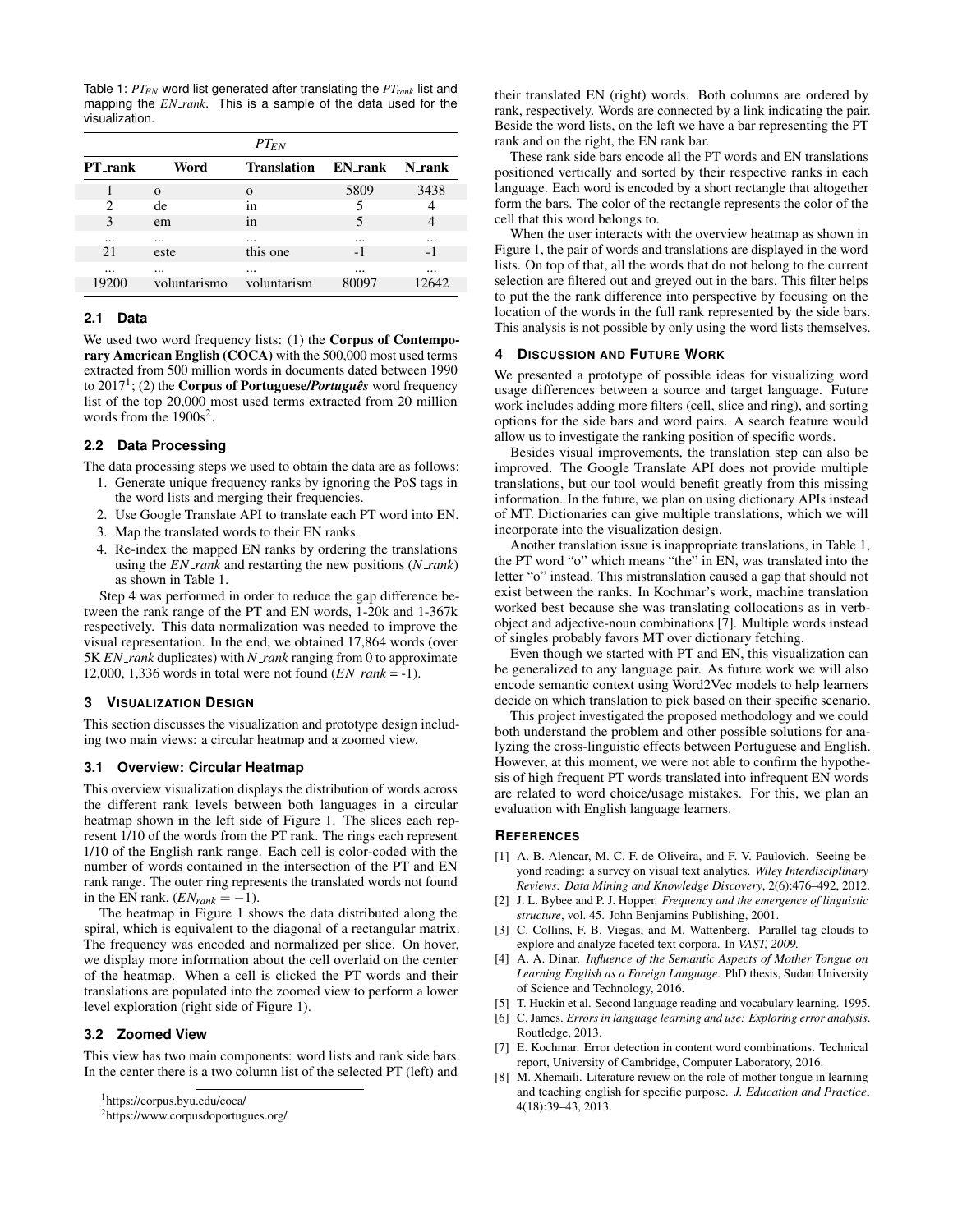Table 1: $PT_{EN}$ word list generated after translating the $PT_{rank}$ list and mapping the *EN_rank*. This is a sample of the data used for the visualization.

| $PT_{EN}$ | | | | |
|---|---|---|---|---|
| **PT_rank** | **Word** | **Translation** | **EN_rank** | **N_rank** |
| 1 | o | o | 5809 | 3438 |
| 2 | de | in | 5 | 4 |
| 3 | em | in | 5 | 4 |
| ... | ... | ... | ... | ... |
| 21 | este | this one | -1 | -1 |
| ... | ... | ... | ... | ... |
| 19200 | voluntarismo | voluntarism | 80097 | 12642 |

### 2.1 Data

We used two word frequency lists: (1) the **Corpus of Contemporary American English (COCA)** with the 500,000 most used terms extracted from 500 million words in documents dated between 1990 to 2017[1]; (2) the **Corpus of Portuguese/*Português*** word frequency list of the top 20,000 most used terms extracted from 20 million words from the 1900s[2].

### 2.2 Data Processing

The data processing steps we used to obtain the data are as follows:

1. Generate unique frequency ranks by ignoring the PoS tags in the word lists and merging their frequencies.
2. Use Google Translate API to translate each PT word into EN.
3. Map the translated words to their EN ranks.
4. Re-index the mapped EN ranks by ordering the translations using the *EN_rank* and restarting the new positions (*N_rank*) as shown in Table 1.

Step 4 was performed in order to reduce the gap difference between the rank range of the PT and EN words, 1-20k and 1-367k respectively. This data normalization was needed to improve the visual representation. In the end, we obtained 17,864 words (over 5K *EN_rank* duplicates) with *N_rank* ranging from 0 to approximate 12,000, 1,336 words in total were not found (*EN_rank* = -1).

## 3 Visualization Design

This section discusses the visualization and prototype design including two main views: a circular heatmap and a zoomed view.

### 3.1 Overview: Circular Heatmap

This overview visualization displays the distribution of words across the different rank levels between both languages in a circular heatmap shown in the left side of Figure 1. The slices each represent 1/10 of the words from the PT rank. The rings each represent 1/10 of the English rank range. Each cell is color-coded with the number of words contained in the intersection of the PT and EN rank range. The outer ring represents the translated words not found in the EN rank, ($EN_{rank} = -1$).

The heatmap in Figure 1 shows the data distributed along the spiral, which is equivalent to the diagonal of a rectangular matrix. The frequency was encoded and normalized per slice. On hover, we display more information about the cell overlaid on the center of the heatmap. When a cell is clicked the PT words and their translations are populated into the zoomed view to perform a lower level exploration (right side of Figure 1).

### 3.2 Zoomed View

This view has two main components: word lists and rank side bars. In the center there is a two column list of the selected PT (left) and their translated EN (right) words. Both columns are ordered by rank, respectively. Words are connected by a link indicating the pair. Beside the word lists, on the left we have a bar representing the PT rank and on the right, the EN rank bar.

These rank side bars encode all the PT words and EN translations positioned vertically and sorted by their respective ranks in each language. Each word is encoded by a short rectangle that altogether form the bars. The color of the rectangle represents the color of the cell that this word belongs to.

When the user interacts with the overview heatmap as shown in Figure 1, the pair of words and translations are displayed in the word lists. On top of that, all the words that do not belong to the current selection are filtered out and greyed out in the bars. This filter helps to put the the rank difference into perspective by focusing on the location of the words in the full rank represented by the side bars. This analysis is not possible by only using the word lists themselves.

## 4 Discussion and Future Work

We presented a prototype of possible ideas for visualizing word usage differences between a source and target language. Future work includes adding more filters (cell, slice and ring), and sorting options for the side bars and word pairs. A search feature would allow us to investigate the ranking position of specific words.

Besides visual improvements, the translation step can also be improved. The Google Translate API does not provide multiple translations, but our tool would benefit greatly from this missing information. In the future, we plan on using dictionary APIs instead of MT. Dictionaries can give multiple translations, which we will incorporate into the visualization design.

Another translation issue is inappropriate translations, in Table 1, the PT word "o" which means "the" in EN, was translated into the letter "o" instead. This mistranslation caused a gap that should not exist between the ranks. In Kochmar's work, machine translation worked best because she was translating collocations as in verb-object and adjective-noun combinations [7]. Multiple words instead of singles probably favors MT over dictionary fetching.

Even though we started with PT and EN, this visualization can be generalized to any language pair. As future work we will also encode semantic context using Word2Vec models to help learners decide on which translation to pick based on their specific scenario.

This project investigated the proposed methodology and we could both understand the problem and other possible solutions for analyzing the cross-linguistic effects between Portuguese and English. However, at this moment, we were not able to confirm the hypothesis of high frequent PT words translated into infrequent EN words are related to word choice/usage mistakes. For this, we plan an evaluation with English language learners.

## References

[1] A. B. Alencar, M. C. F. de Oliveira, and F. V. Paulovich. Seeing beyond reading: a survey on visual text analytics. *Wiley Interdisciplinary Reviews: Data Mining and Knowledge Discovery*, 2(6):476–492, 2012.

[2] J. L. Bybee and P. J. Hopper. *Frequency and the emergence of linguistic structure*, vol. 45. John Benjamins Publishing, 2001.

[3] C. Collins, F. B. Viegas, and M. Wattenberg. Parallel tag clouds to explore and analyze faceted text corpora. In *VAST, 2009*.

[4] A. A. Dinar. *Influence of the Semantic Aspects of Mother Tongue on Learning English as a Foreign Language*. PhD thesis, Sudan University of Science and Technology, 2016.

[5] T. Huckin et al. Second language reading and vocabulary learning. 1995.

[6] C. James. *Errors in language learning and use: Exploring error analysis*. Routledge, 2013.

[7] E. Kochmar. Error detection in content word combinations. Technical report, University of Cambridge, Computer Laboratory, 2016.

[8] M. Xhemaili. Literature review on the role of mother tongue in learning and teaching english for specific purpose. *J. Education and Practice*, 4(18):39–43, 2013.

[1] https://corpus.byu.edu/coca/

[2] https://www.corpusdoportugues.org/